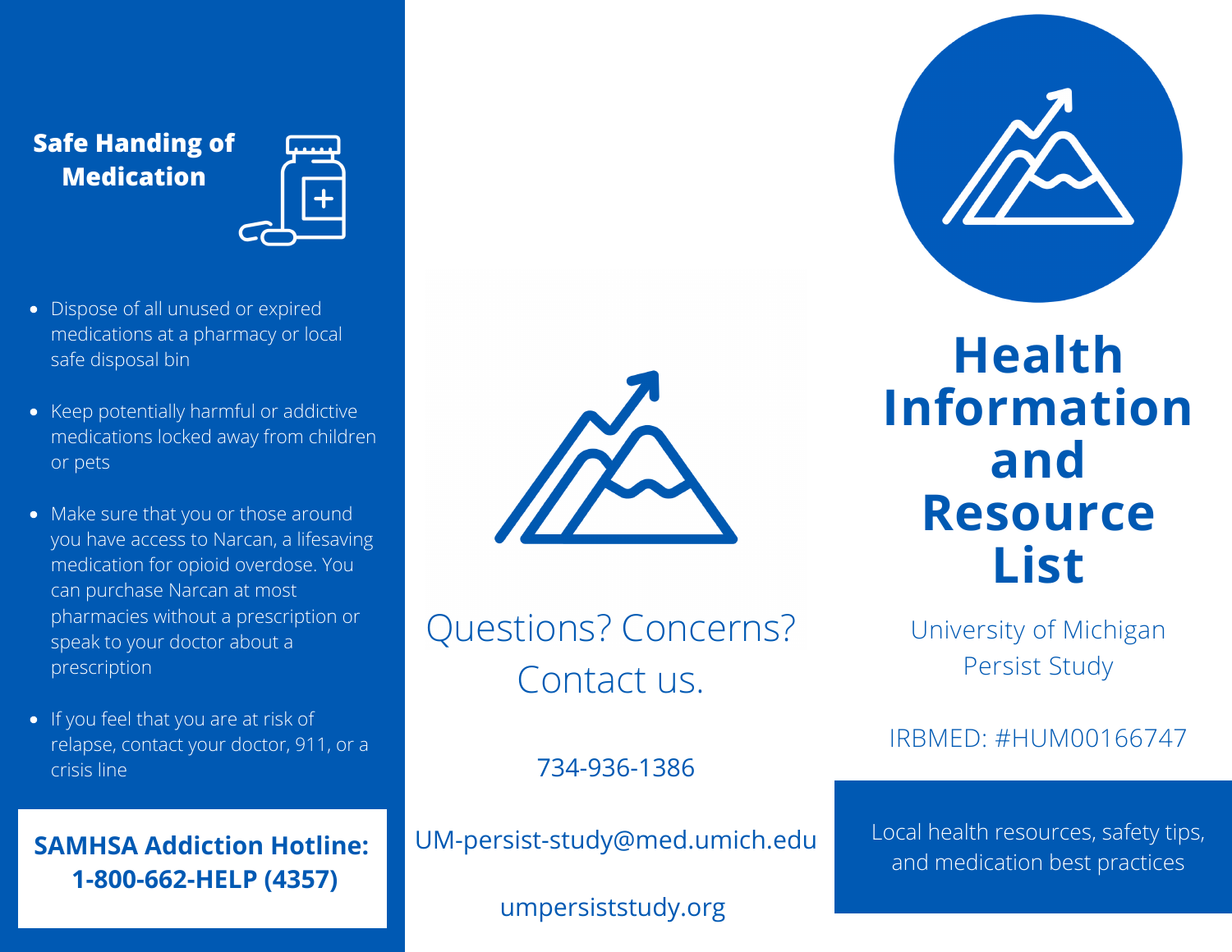## Safe Handing of Medication

- Dispose of all unused or expired medications at a pharmacy or local safe disposal bin
- Keep potentially harmful or addictive medications locked away from children or pets
- Make sure that you or those around you have access to Narcan, a lifesaving medication for opioid overdose. You can purchase Narcan at most pharmacies without a prescription or speak to your doctor about a prescription
- If you feel that you are at risk of relapse, contact your doctor, 911, or a crisis line

**SAMHSA Addiction Hotline: 1-800-662-HELP (4357)**

## Questions? Concerns? Contact us.

734-936-1386

UM-persist-study@med.umich.edu

umpersiststudy.org

# Health Information and Resource List

University of Michigan Persist Study

IRBMED: #HUM00166747

Local health resources, safety tips, and medication best practices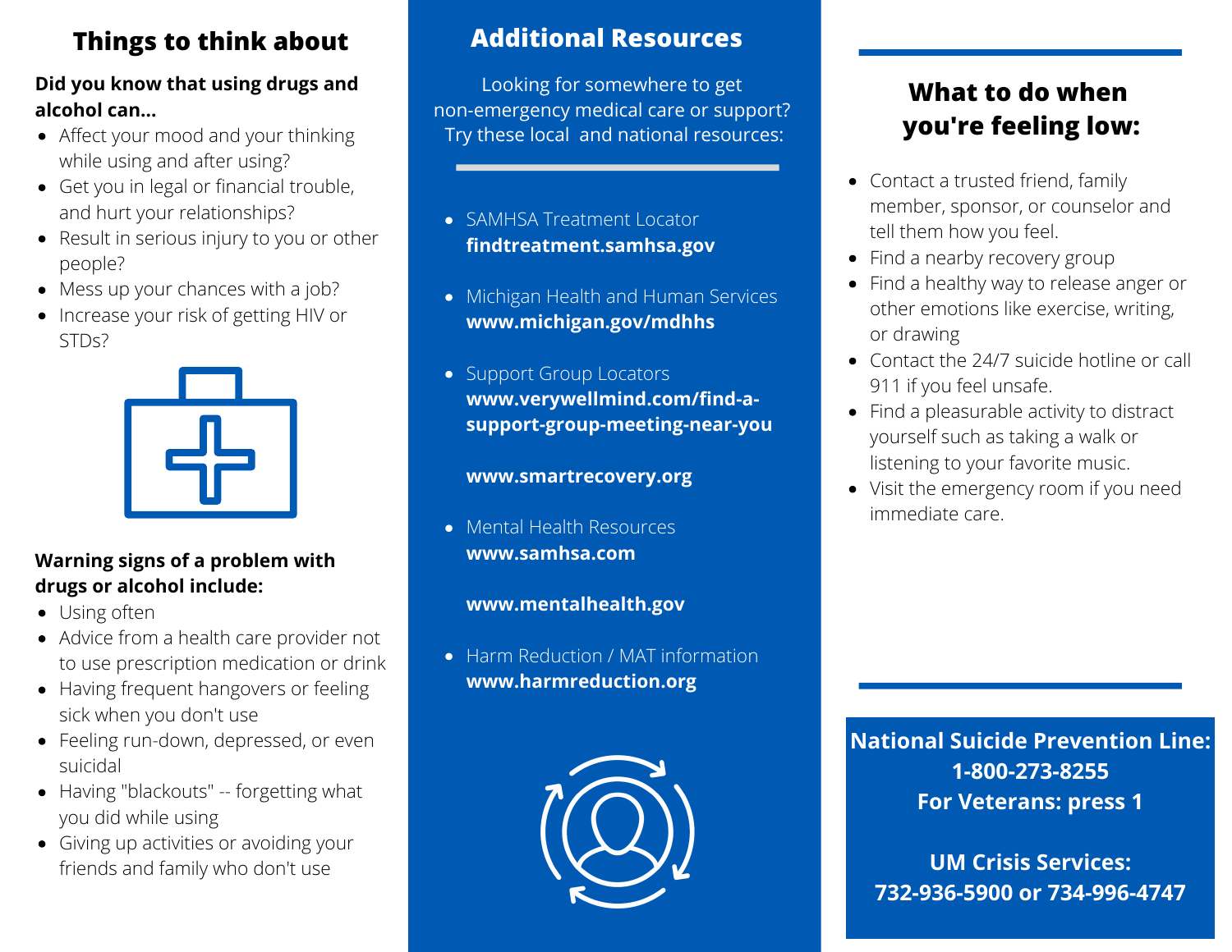## Things to think about

**Did you know that using drugs and alcohol can...**

- Affect your mood and your thinking while using and after using?
- Get you in legal or financial trouble, and hurt your relationships?
- Result in serious injury to you or other people?
- Mess up your chances with a job?
- Increase your risk of getting HIV or STDs?

**Warning signs of a problem with drugs or alcohol include:**

- Using often
- Advice from a health care provider not to use prescription medication or drink
- Having frequent hangovers or feeling sick when you don't use
- Feeling run-down, depressed, or even suicidal
- Having "blackouts" -- forgetting what you did while using
- Giving up activities or avoiding your friends and family who don't use

## Additional Resources

Looking for somewhere to get non-emergency medical care or support? Try these local and national resources:

- SAMHSA Treatment Locator
  **findtreatment.samhsa.gov**
- Michigan Health and Human Services
  **www.michigan.gov/mdhhs**
- Support Group Locators
  **www.verywellmind.com/find-a-support-group-meeting-near-you**

  **www.smartrecovery.org**
- Mental Health Resources
  **www.samhsa.com**

  **www.mentalhealth.gov**
- Harm Reduction / MAT information
  **www.harmreduction.org**

## What to do when you're feeling low:

- Contact a trusted friend, family member, sponsor, or counselor and tell them how you feel.
- Find a nearby recovery group
- Find a healthy way to release anger or other emotions like exercise, writing, or drawing
- Contact the 24/7 suicide hotline or call 911 if you feel unsafe.
- Find a pleasurable activity to distract yourself such as taking a walk or listening to your favorite music.
- Visit the emergency room if you need immediate care.

**National Suicide Prevention Line:**
**1-800-273-8255**
**For Veterans: press 1**

**UM Crisis Services:**
**732-936-5900 or 734-996-4747**